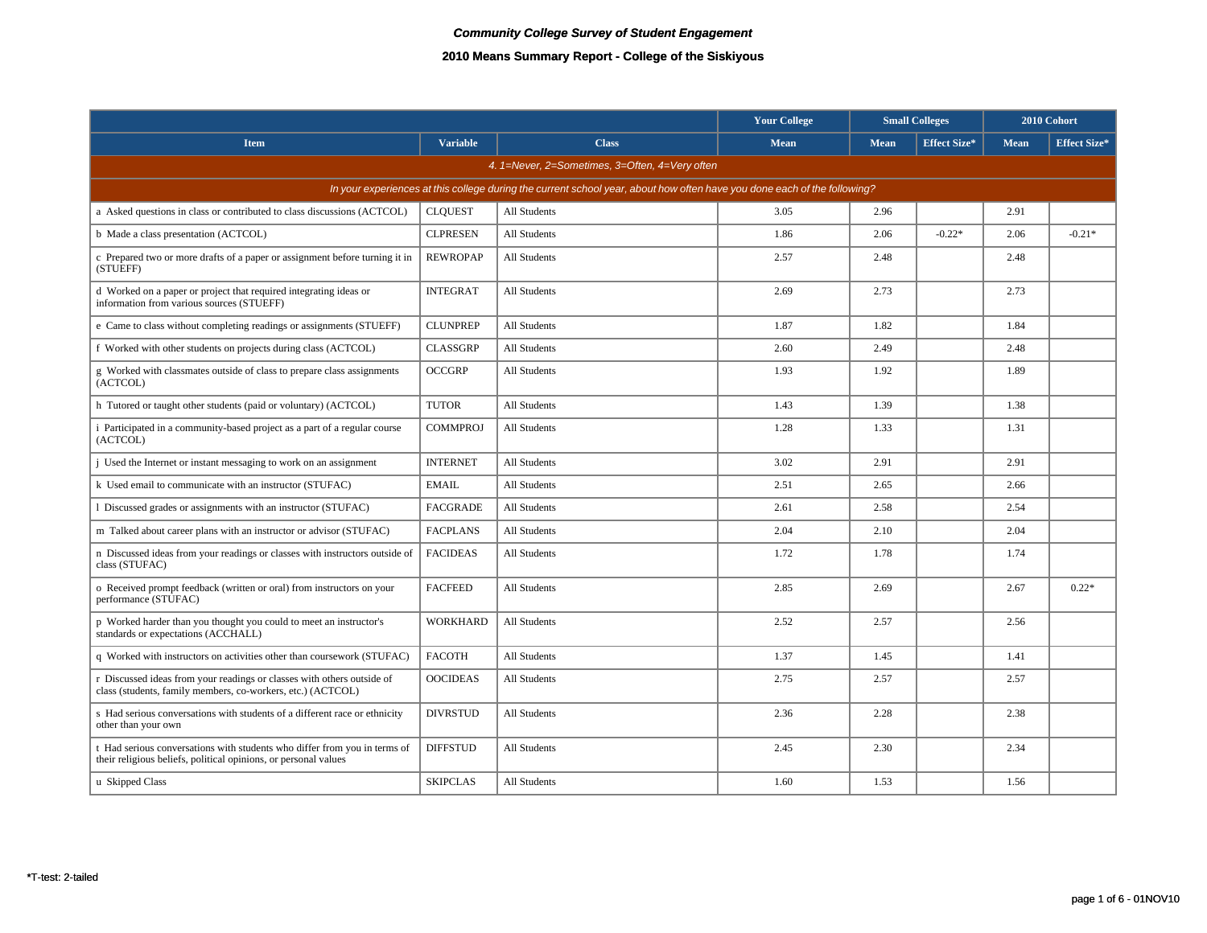*Community College Survey of Student Engagement*

**2010 Means Summary Report - College of the Siskiyous**

| | | | Your College | Small Colleges | | 2010 Cohort | |
|---|---|---|---|---|---|---|---|
| **Item** | **Variable** | **Class** | **Mean** | **Mean** | **Effect Size*** | **Mean** | **Effect Size*** |
| *4. 1=Never, 2=Sometimes, 3=Often, 4=Very often* | | | | | | | |
| *In your experiences at this college during the current school year, about how often have you done each of the following?* | | | | | | | |
| a Asked questions in class or contributed to class discussions (ACTCOL) | CLQUEST | All Students | 3.05 | 2.96 | | 2.91 | |
| b Made a class presentation (ACTCOL) | CLPRESEN | All Students | 1.86 | 2.06 | -0.22* | 2.06 | -0.21* |
| c Prepared two or more drafts of a paper or assignment before turning it in (STUEFF) | REWROPAP | All Students | 2.57 | 2.48 | | 2.48 | |
| d Worked on a paper or project that required integrating ideas or information from various sources (STUEFF) | INTEGRAT | All Students | 2.69 | 2.73 | | 2.73 | |
| e Came to class without completing readings or assignments (STUEFF) | CLUNPREP | All Students | 1.87 | 1.82 | | 1.84 | |
| f Worked with other students on projects during class (ACTCOL) | CLASSGRP | All Students | 2.60 | 2.49 | | 2.48 | |
| g Worked with classmates outside of class to prepare class assignments (ACTCOL) | OCCGRP | All Students | 1.93 | 1.92 | | 1.89 | |
| h Tutored or taught other students (paid or voluntary) (ACTCOL) | TUTOR | All Students | 1.43 | 1.39 | | 1.38 | |
| i Participated in a community-based project as a part of a regular course (ACTCOL) | COMMPROJ | All Students | 1.28 | 1.33 | | 1.31 | |
| j Used the Internet or instant messaging to work on an assignment | INTERNET | All Students | 3.02 | 2.91 | | 2.91 | |
| k Used email to communicate with an instructor (STUFAC) | EMAIL | All Students | 2.51 | 2.65 | | 2.66 | |
| l Discussed grades or assignments with an instructor (STUFAC) | FACGRADE | All Students | 2.61 | 2.58 | | 2.54 | |
| m Talked about career plans with an instructor or advisor (STUFAC) | FACPLANS | All Students | 2.04 | 2.10 | | 2.04 | |
| n Discussed ideas from your readings or classes with instructors outside of class (STUFAC) | FACIDEAS | All Students | 1.72 | 1.78 | | 1.74 | |
| o Received prompt feedback (written or oral) from instructors on your performance (STUFAC) | FACFEED | All Students | 2.85 | 2.69 | | 2.67 | 0.22* |
| p Worked harder than you thought you could to meet an instructor's standards or expectations (ACCHALL) | WORKHARD | All Students | 2.52 | 2.57 | | 2.56 | |
| q Worked with instructors on activities other than coursework (STUFAC) | FACOTH | All Students | 1.37 | 1.45 | | 1.41 | |
| r Discussed ideas from your readings or classes with others outside of class (students, family members, co-workers, etc.) (ACTCOL) | OOCIDEAS | All Students | 2.75 | 2.57 | | 2.57 | |
| s Had serious conversations with students of a different race or ethnicity other than your own | DIVRSTUD | All Students | 2.36 | 2.28 | | 2.38 | |
| t Had serious conversations with students who differ from you in terms of their religious beliefs, political opinions, or personal values | DIFFSTUD | All Students | 2.45 | 2.30 | | 2.34 | |
| u Skipped Class | SKIPCLAS | All Students | 1.60 | 1.53 | | 1.56 | |

*T-test: 2-tailed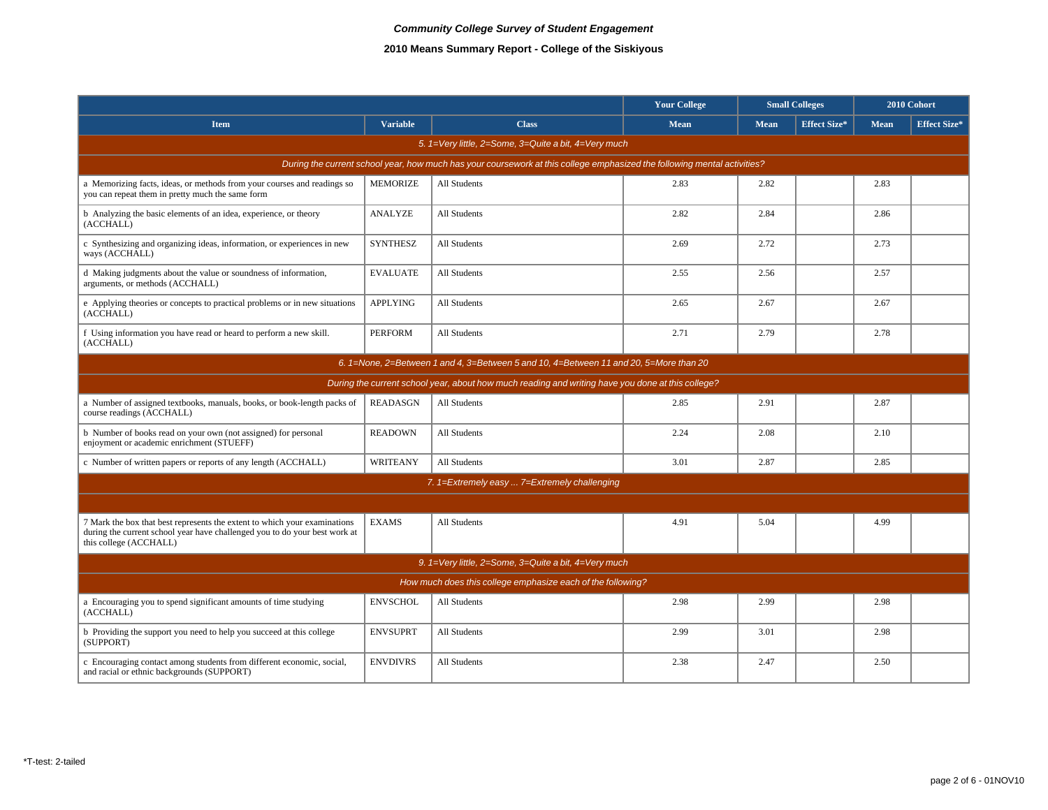*Community College Survey of Student Engagement*

**2010 Means Summary Report - College of the Siskiyous**

| | | | Your College | Small Colleges | | 2010 Cohort | |
|---|---|---|---|---|---|---|---|
| **Item** | **Variable** | **Class** | **Mean** | **Mean** | **Effect Size*** | **Mean** | **Effect Size*** |
| *5. 1=Very little, 2=Some, 3=Quite a bit, 4=Very much* | | | | | | | |
| *During the current school year, how much has your coursework at this college emphasized the following mental activities?* | | | | | | | |
| a Memorizing facts, ideas, or methods from your courses and readings so you can repeat them in pretty much the same form | MEMORIZE | All Students | 2.83 | 2.82 | | 2.83 | |
| b Analyzing the basic elements of an idea, experience, or theory (ACCHALL) | ANALYZE | All Students | 2.82 | 2.84 | | 2.86 | |
| c Synthesizing and organizing ideas, information, or experiences in new ways (ACCHALL) | SYNTHESZ | All Students | 2.69 | 2.72 | | 2.73 | |
| d Making judgments about the value or soundness of information, arguments, or methods (ACCHALL) | EVALUATE | All Students | 2.55 | 2.56 | | 2.57 | |
| e Applying theories or concepts to practical problems or in new situations (ACCHALL) | APPLYING | All Students | 2.65 | 2.67 | | 2.67 | |
| f Using information you have read or heard to perform a new skill. (ACCHALL) | PERFORM | All Students | 2.71 | 2.79 | | 2.78 | |
| *6. 1=None, 2=Between 1 and 4, 3=Between 5 and 10, 4=Between 11 and 20, 5=More than 20* | | | | | | | |
| *During the current school year, about how much reading and writing have you done at this college?* | | | | | | | |
| a Number of assigned textbooks, manuals, books, or book-length packs of course readings (ACCHALL) | READASGN | All Students | 2.85 | 2.91 | | 2.87 | |
| b Number of books read on your own (not assigned) for personal enjoyment or academic enrichment (STUEFF) | READOWN | All Students | 2.24 | 2.08 | | 2.10 | |
| c Number of written papers or reports of any length (ACCHALL) | WRITEANY | All Students | 3.01 | 2.87 | | 2.85 | |
| *7. 1=Extremely easy ... 7=Extremely challenging* | | | | | | | |
| 7 Mark the box that best represents the extent to which your examinations during the current school year have challenged you to do your best work at this college (ACCHALL) | EXAMS | All Students | 4.91 | 5.04 | | 4.99 | |
| *9. 1=Very little, 2=Some, 3=Quite a bit, 4=Very much* | | | | | | | |
| *How much does this college emphasize each of the following?* | | | | | | | |
| a Encouraging you to spend significant amounts of time studying (ACCHALL) | ENVSCHOL | All Students | 2.98 | 2.99 | | 2.98 | |
| b Providing the support you need to help you succeed at this college (SUPPORT) | ENVSUPRT | All Students | 2.99 | 3.01 | | 2.98 | |
| c Encouraging contact among students from different economic, social, and racial or ethnic backgrounds (SUPPORT) | ENVDIVRS | All Students | 2.38 | 2.47 | | 2.50 | |

*T-test: 2-tailed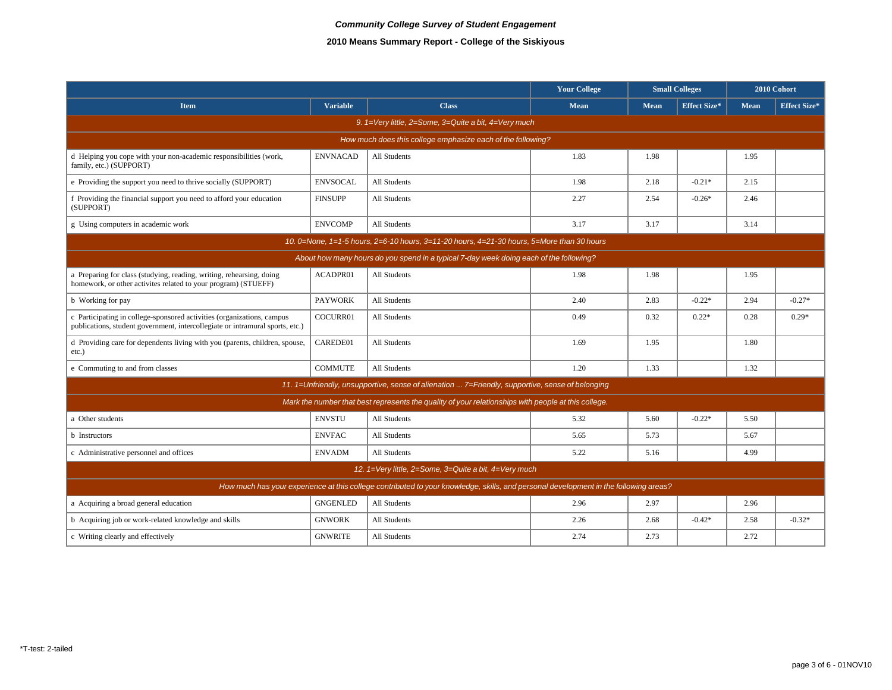*Community College Survey of Student Engagement*

**2010 Means Summary Report - College of the Siskiyous**

| | | | Your College | Small Colleges | | 2010 Cohort | |
|---|---|---|---|---|---|---|---|
| **Item** | **Variable** | **Class** | **Mean** | **Mean** | **Effect Size*** | **Mean** | **Effect Size*** |
| *9. 1=Very little, 2=Some, 3=Quite a bit, 4=Very much* | | | | | | | |
| *How much does this college emphasize each of the following?* | | | | | | | |
| d Helping you cope with your non-academic responsibilities (work, family, etc.) (SUPPORT) | ENVNACAD | All Students | 1.83 | 1.98 | | 1.95 | |
| e Providing the support you need to thrive socially (SUPPORT) | ENVSOCAL | All Students | 1.98 | 2.18 | -0.21* | 2.15 | |
| f Providing the financial support you need to afford your education (SUPPORT) | FINSUPP | All Students | 2.27 | 2.54 | -0.26* | 2.46 | |
| g Using computers in academic work | ENVCOMP | All Students | 3.17 | 3.17 | | 3.14 | |
| *10. 0=None, 1=1-5 hours, 2=6-10 hours, 3=11-20 hours, 4=21-30 hours, 5=More than 30 hours* | | | | | | | |
| *About how many hours do you spend in a typical 7-day week doing each of the following?* | | | | | | | |
| a Preparing for class (studying, reading, writing, rehearsing, doing homework, or other activites related to your program) (STUEFF) | ACADPR01 | All Students | 1.98 | 1.98 | | 1.95 | |
| b Working for pay | PAYWORK | All Students | 2.40 | 2.83 | -0.22* | 2.94 | -0.27* |
| c Participating in college-sponsored activities (organizations, campus publications, student government, intercollegiate or intramural sports, etc.) | COCURR01 | All Students | 0.49 | 0.32 | 0.22* | 0.28 | 0.29* |
| d Providing care for dependents living with you (parents, children, spouse, etc.) | CAREDE01 | All Students | 1.69 | 1.95 | | 1.80 | |
| e Commuting to and from classes | COMMUTE | All Students | 1.20 | 1.33 | | 1.32 | |
| *11. 1=Unfriendly, unsupportive, sense of alienation ... 7=Friendly, supportive, sense of belonging* | | | | | | | |
| *Mark the number that best represents the quality of your relationships with people at this college.* | | | | | | | |
| a Other students | ENVSTU | All Students | 5.32 | 5.60 | -0.22* | 5.50 | |
| b Instructors | ENVFAC | All Students | 5.65 | 5.73 | | 5.67 | |
| c Administrative personnel and offices | ENVADM | All Students | 5.22 | 5.16 | | 4.99 | |
| *12. 1=Very little, 2=Some, 3=Quite a bit, 4=Very much* | | | | | | | |
| *How much has your experience at this college contributed to your knowledge, skills, and personal development in the following areas?* | | | | | | | |
| a Acquiring a broad general education | GNGENLED | All Students | 2.96 | 2.97 | | 2.96 | |
| b Acquiring job or work-related knowledge and skills | GNWORK | All Students | 2.26 | 2.68 | -0.42* | 2.58 | -0.32* |
| c Writing clearly and effectively | GNWRITE | All Students | 2.74 | 2.73 | | 2.72 | |

*T-test: 2-tailed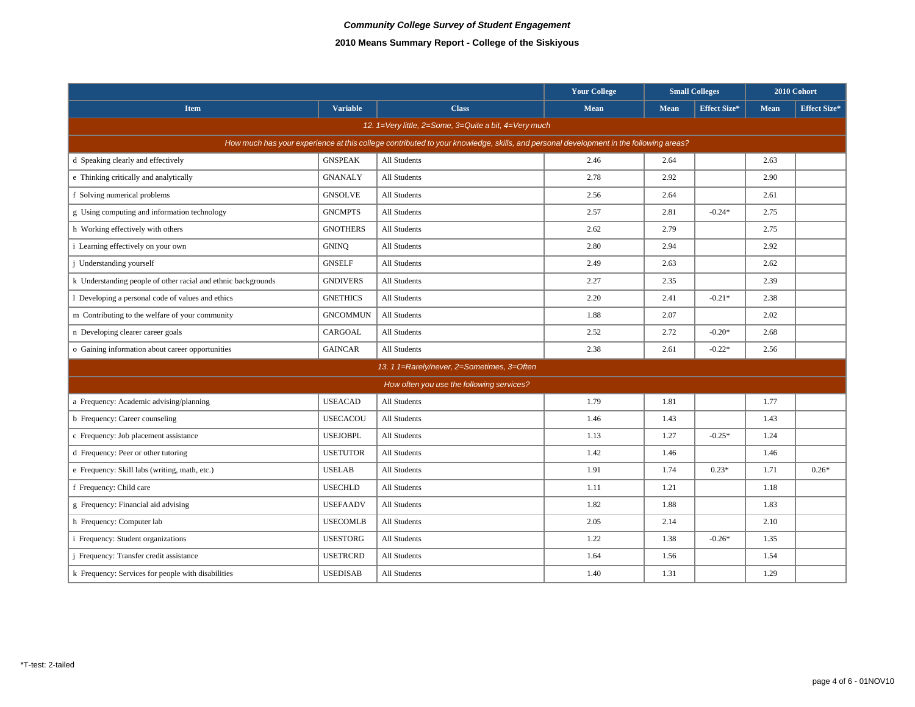*Community College Survey of Student Engagement*

**2010 Means Summary Report - College of the Siskiyous**

| | | | Your College | Small Colleges | | 2010 Cohort | |
|---|---|---|---|---|---|---|---|
| **Item** | **Variable** | **Class** | **Mean** | **Mean** | **Effect Size*** | **Mean** | **Effect Size*** |
| *12. 1=Very little, 2=Some, 3=Quite a bit, 4=Very much* | | | | | | | |
| *How much has your experience at this college contributed to your knowledge, skills, and personal development in the following areas?* | | | | | | | |
| d Speaking clearly and effectively | GNSPEAK | All Students | 2.46 | 2.64 | | 2.63 | |
| e Thinking critically and analytically | GNANALY | All Students | 2.78 | 2.92 | | 2.90 | |
| f Solving numerical problems | GNSOLVE | All Students | 2.56 | 2.64 | | 2.61 | |
| g Using computing and information technology | GNCMPTS | All Students | 2.57 | 2.81 | -0.24* | 2.75 | |
| h Working effectively with others | GNOTHERS | All Students | 2.62 | 2.79 | | 2.75 | |
| i Learning effectively on your own | GNINQ | All Students | 2.80 | 2.94 | | 2.92 | |
| j Understanding yourself | GNSELF | All Students | 2.49 | 2.63 | | 2.62 | |
| k Understanding people of other racial and ethnic backgrounds | GNDIVERS | All Students | 2.27 | 2.35 | | 2.39 | |
| l Developing a personal code of values and ethics | GNETHICS | All Students | 2.20 | 2.41 | -0.21* | 2.38 | |
| m Contributing to the welfare of your community | GNCOMMUN | All Students | 1.88 | 2.07 | | 2.02 | |
| n Developing clearer career goals | CARGOAL | All Students | 2.52 | 2.72 | -0.20* | 2.68 | |
| o Gaining information about career opportunities | GAINCAR | All Students | 2.38 | 2.61 | -0.22* | 2.56 | |
| *13. 1 1=Rarely/never, 2=Sometimes, 3=Often* | | | | | | | |
| *How often you use the following services?* | | | | | | | |
| a Frequency: Academic advising/planning | USEACAD | All Students | 1.79 | 1.81 | | 1.77 | |
| b Frequency: Career counseling | USECACOU | All Students | 1.46 | 1.43 | | 1.43 | |
| c Frequency: Job placement assistance | USEJOBPL | All Students | 1.13 | 1.27 | -0.25* | 1.24 | |
| d Frequency: Peer or other tutoring | USETUTOR | All Students | 1.42 | 1.46 | | 1.46 | |
| e Frequency: Skill labs (writing, math, etc.) | USELAB | All Students | 1.91 | 1.74 | 0.23* | 1.71 | 0.26* |
| f Frequency: Child care | USECHLD | All Students | 1.11 | 1.21 | | 1.18 | |
| g Frequency: Financial aid advising | USEFAADV | All Students | 1.82 | 1.88 | | 1.83 | |
| h Frequency: Computer lab | USECOMLB | All Students | 2.05 | 2.14 | | 2.10 | |
| i Frequency: Student organizations | USESTORG | All Students | 1.22 | 1.38 | -0.26* | 1.35 | |
| j Frequency: Transfer credit assistance | USETRCRD | All Students | 1.64 | 1.56 | | 1.54 | |
| k Frequency: Services for people with disabilities | USEDISAB | All Students | 1.40 | 1.31 | | 1.29 | |

*T-test: 2-tailed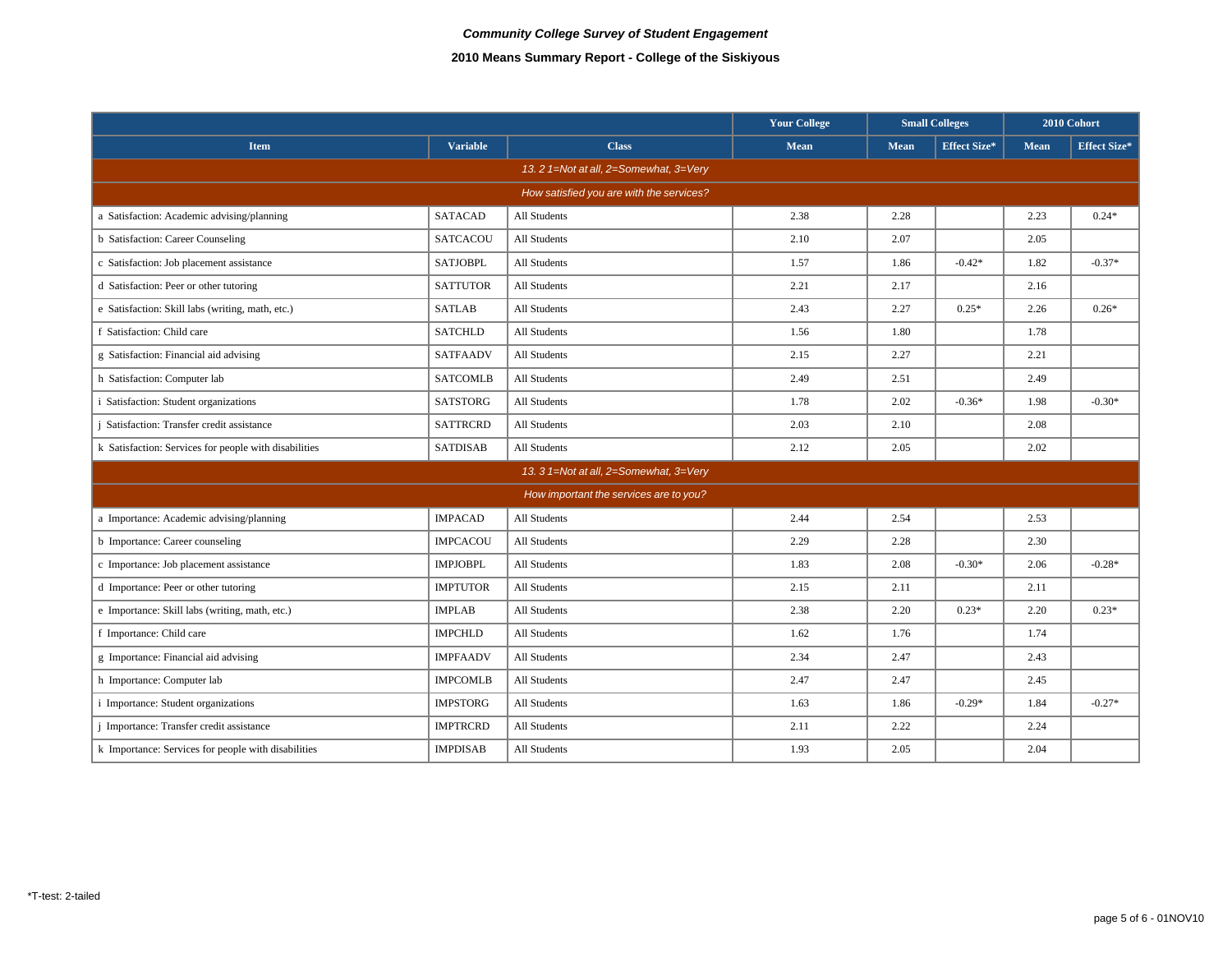*Community College Survey of Student Engagement*

**2010 Means Summary Report - College of the Siskiyous**

| | | | Your College | Small Colleges | | 2010 Cohort | |
|---|---|---|---|---|---|---|---|
| **Item** | **Variable** | **Class** | **Mean** | **Mean** | **Effect Size*** | **Mean** | **Effect Size*** |
| *13. 2 1=Not at all, 2=Somewhat, 3=Very* | | | | | | | |
| *How satisfied you are with the services?* | | | | | | | |
| a Satisfaction: Academic advising/planning | SATACAD | All Students | 2.38 | 2.28 | | 2.23 | 0.24* |
| b Satisfaction: Career Counseling | SATCACOU | All Students | 2.10 | 2.07 | | 2.05 | |
| c Satisfaction: Job placement assistance | SATJOBPL | All Students | 1.57 | 1.86 | -0.42* | 1.82 | -0.37* |
| d Satisfaction: Peer or other tutoring | SATTUTOR | All Students | 2.21 | 2.17 | | 2.16 | |
| e Satisfaction: Skill labs (writing, math, etc.) | SATLAB | All Students | 2.43 | 2.27 | 0.25* | 2.26 | 0.26* |
| f Satisfaction: Child care | SATCHLD | All Students | 1.56 | 1.80 | | 1.78 | |
| g Satisfaction: Financial aid advising | SATFAADV | All Students | 2.15 | 2.27 | | 2.21 | |
| h Satisfaction: Computer lab | SATCOMLB | All Students | 2.49 | 2.51 | | 2.49 | |
| i Satisfaction: Student organizations | SATSTORG | All Students | 1.78 | 2.02 | -0.36* | 1.98 | -0.30* |
| j Satisfaction: Transfer credit assistance | SATTRCRD | All Students | 2.03 | 2.10 | | 2.08 | |
| k Satisfaction: Services for people with disabilities | SATDISAB | All Students | 2.12 | 2.05 | | 2.02 | |
| *13. 3 1=Not at all, 2=Somewhat, 3=Very* | | | | | | | |
| *How important the services are to you?* | | | | | | | |
| a Importance: Academic advising/planning | IMPACAD | All Students | 2.44 | 2.54 | | 2.53 | |
| b Importance: Career counseling | IMPCACOU | All Students | 2.29 | 2.28 | | 2.30 | |
| c Importance: Job placement assistance | IMPJOBPL | All Students | 1.83 | 2.08 | -0.30* | 2.06 | -0.28* |
| d Importance: Peer or other tutoring | IMPTUTOR | All Students | 2.15 | 2.11 | | 2.11 | |
| e Importance: Skill labs (writing, math, etc.) | IMPLAB | All Students | 2.38 | 2.20 | 0.23* | 2.20 | 0.23* |
| f Importance: Child care | IMPCHLD | All Students | 1.62 | 1.76 | | 1.74 | |
| g Importance: Financial aid advising | IMPFAADV | All Students | 2.34 | 2.47 | | 2.43 | |
| h Importance: Computer lab | IMPCOMLB | All Students | 2.47 | 2.47 | | 2.45 | |
| i Importance: Student organizations | IMPSTORG | All Students | 1.63 | 1.86 | -0.29* | 1.84 | -0.27* |
| j Importance: Transfer credit assistance | IMPTRCRD | All Students | 2.11 | 2.22 | | 2.24 | |
| k Importance: Services for people with disabilities | IMPDISAB | All Students | 1.93 | 2.05 | | 2.04 | |

*T-test: 2-tailed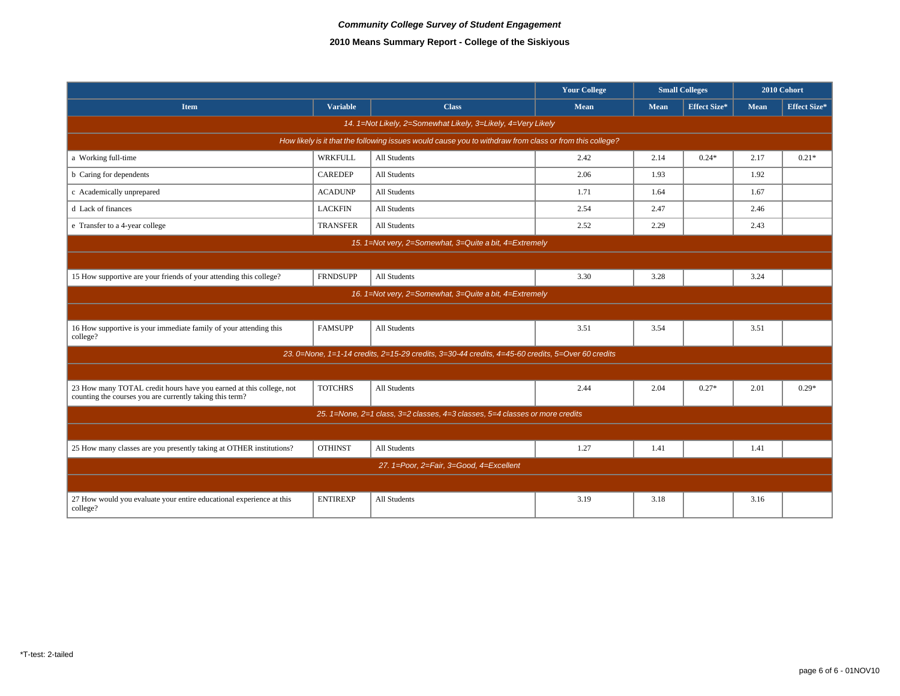*Community College Survey of Student Engagement*

**2010 Means Summary Report - College of the Siskiyous**

| | | | Your College | Small Colleges | | 2010 Cohort | |
|---|---|---|---|---|---|---|---|
| **Item** | **Variable** | **Class** | **Mean** | **Mean** | **Effect Size*** | **Mean** | **Effect Size*** |
| *14. 1=Not Likely, 2=Somewhat Likely, 3=Likely, 4=Very Likely* | | | | | | | |
| *How likely is it that the following issues would cause you to withdraw from class or from this college?* | | | | | | | |
| a Working full-time | WRKFULL | All Students | 2.42 | 2.14 | 0.24* | 2.17 | 0.21* |
| b Caring for dependents | CAREDEP | All Students | 2.06 | 1.93 | | 1.92 | |
| c Academically unprepared | ACADUNP | All Students | 1.71 | 1.64 | | 1.67 | |
| d Lack of finances | LACKFIN | All Students | 2.54 | 2.47 | | 2.46 | |
| e Transfer to a 4-year college | TRANSFER | All Students | 2.52 | 2.29 | | 2.43 | |
| *15. 1=Not very, 2=Somewhat, 3=Quite a bit, 4=Extremely* | | | | | | | |
| 15 How supportive are your friends of your attending this college? | FRNDSUPP | All Students | 3.30 | 3.28 | | 3.24 | |
| *16. 1=Not very, 2=Somewhat, 3=Quite a bit, 4=Extremely* | | | | | | | |
| 16 How supportive is your immediate family of your attending this college? | FAMSUPP | All Students | 3.51 | 3.54 | | 3.51 | |
| *23. 0=None, 1=1-14 credits, 2=15-29 credits, 3=30-44 credits, 4=45-60 credits, 5=Over 60 credits* | | | | | | | |
| 23 How many TOTAL credit hours have you earned at this college, not counting the courses you are currently taking this term? | TOTCHRS | All Students | 2.44 | 2.04 | 0.27* | 2.01 | 0.29* |
| *25. 1=None, 2=1 class, 3=2 classes, 4=3 classes, 5=4 classes or more credits* | | | | | | | |
| 25 How many classes are you presently taking at OTHER institutions? | OTHINST | All Students | 1.27 | 1.41 | | 1.41 | |
| *27. 1=Poor, 2=Fair, 3=Good, 4=Excellent* | | | | | | | |
| 27 How would you evaluate your entire educational experience at this college? | ENTIREXP | All Students | 3.19 | 3.18 | | 3.16 | |

*T-test: 2-tailed